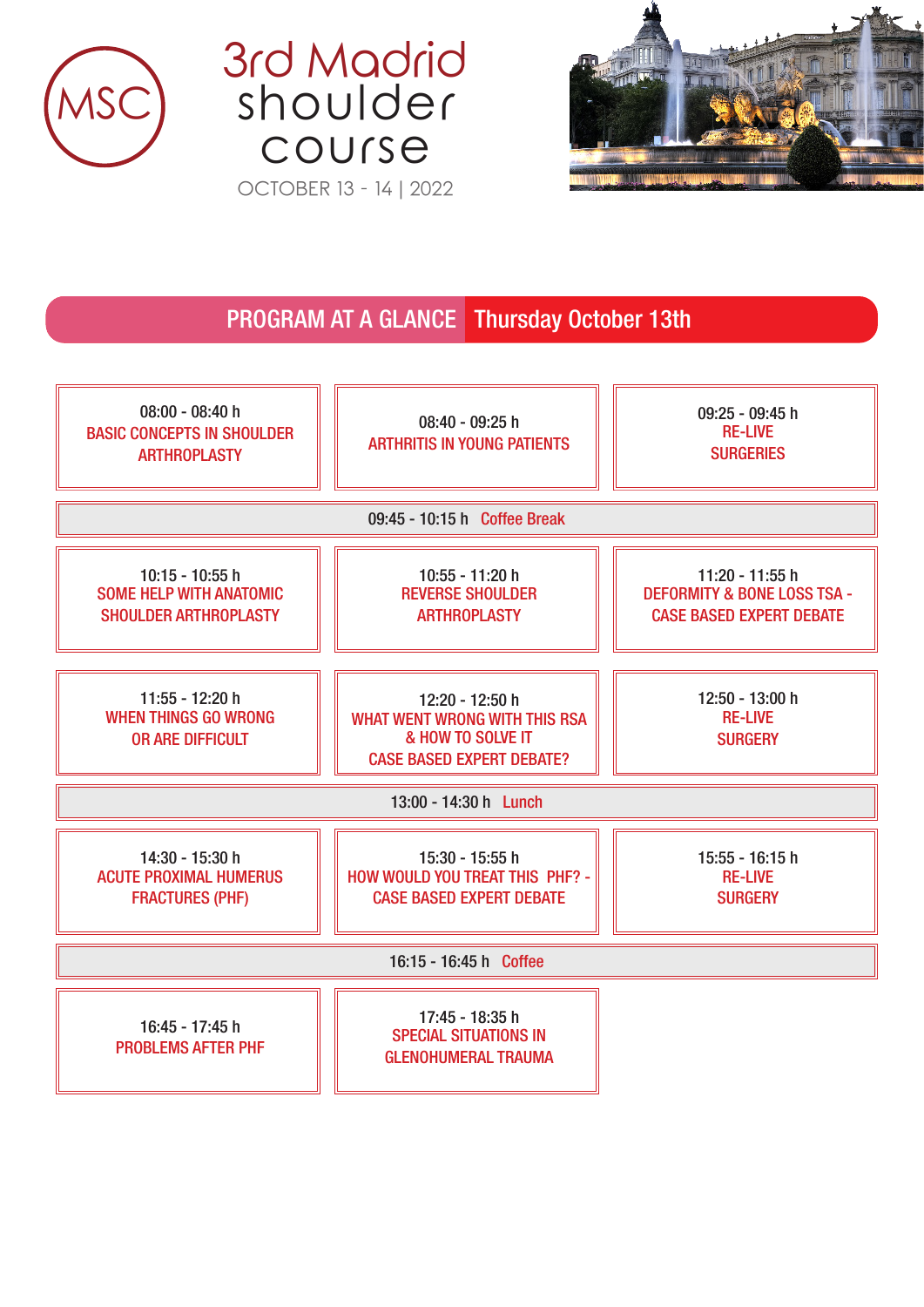# 3rd Madrid shoulder course

MSC

OCTOBER 13 - 14 | 2022

## PROGRAM AT A GLANCE Thursday October 13th

| | | |
|---|---|---|
| 08:00 - 08:40 h<br>BASIC CONCEPTS IN SHOULDER ARTHROPLASTY | 08:40 - 09:25 h<br>ARTHRITIS IN YOUNG PATIENTS | 09:25 - 09:45 h<br>RE-LIVE SURGERIES |
| 09:45 - 10:15 h Coffee Break | | |
| 10:15 - 10:55 h<br>SOME HELP WITH ANATOMIC SHOULDER ARTHROPLASTY | 10:55 - 11:20 h<br>REVERSE SHOULDER ARTHROPLASTY | 11:20 - 11:55 h<br>DEFORMITY & BONE LOSS TSA - CASE BASED EXPERT DEBATE |
| 11:55 - 12:20 h<br>WHEN THINGS GO WRONG OR ARE DIFFICULT | 12:20 - 12:50 h<br>WHAT WENT WRONG WITH THIS RSA & HOW TO SOLVE IT CASE BASED EXPERT DEBATE? | 12:50 - 13:00 h<br>RE-LIVE SURGERY |
| 13:00 - 14:30 h Lunch | | |
| 14:30 - 15:30 h<br>ACUTE PROXIMAL HUMERUS FRACTURES (PHF) | 15:30 - 15:55 h<br>HOW WOULD YOU TREAT THIS PHF? - CASE BASED EXPERT DEBATE | 15:55 - 16:15 h<br>RE-LIVE SURGERY |
| 16:15 - 16:45 h Coffee | | |
| 16:45 - 17:45 h<br>PROBLEMS AFTER PHF | 17:45 - 18:35 h<br>SPECIAL SITUATIONS IN GLENOHUMERAL TRAUMA | |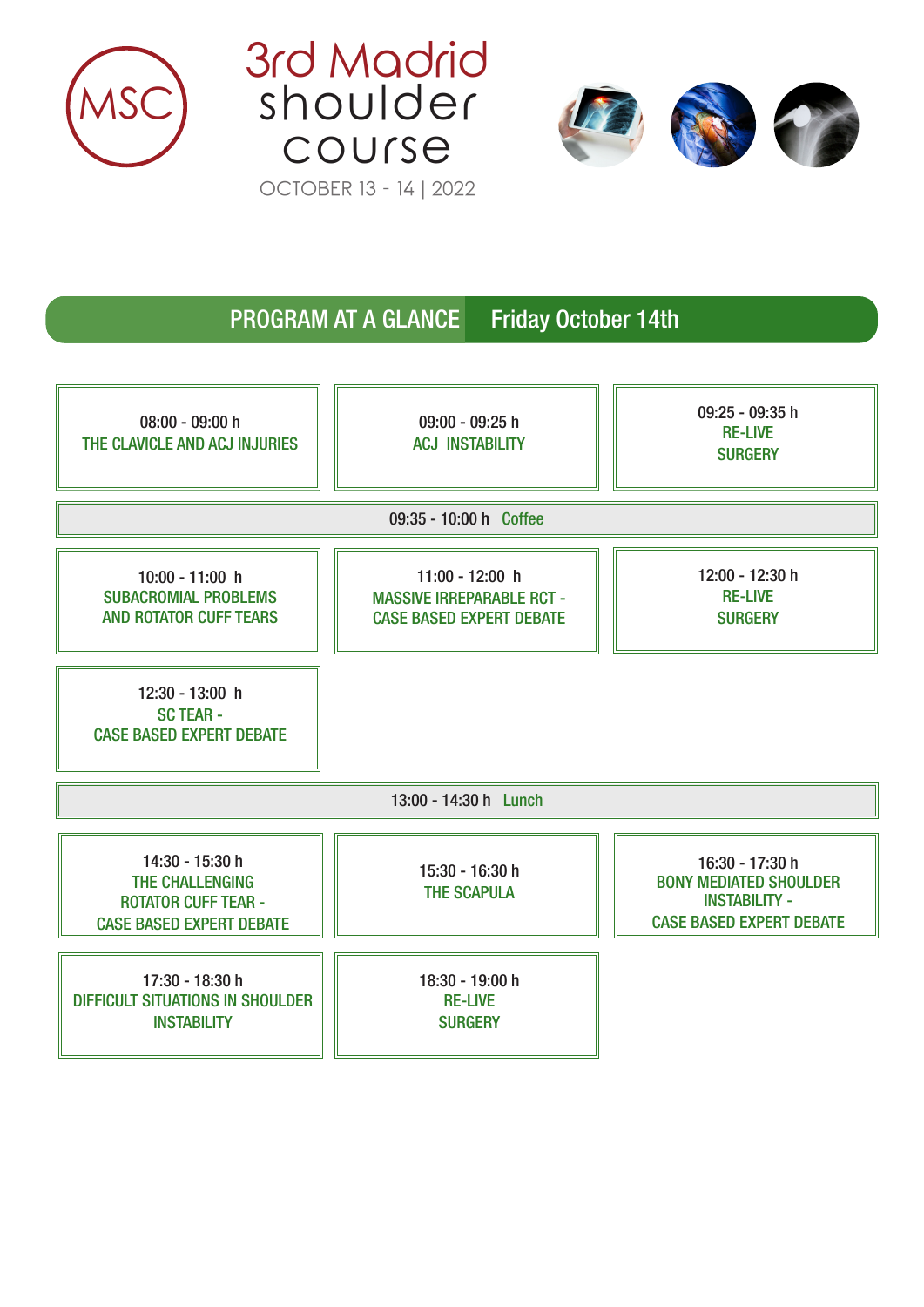# 3rd Madrid shoulder course

OCTOBER 13 - 14 | 2022

## PROGRAM AT A GLANCE — Friday October 14th

08:00 - 09:00 h
THE CLAVICLE AND ACJ INJURIES

09:00 - 09:25 h
ACJ INSTABILITY

09:25 - 09:35 h
RE-LIVE SURGERY

09:35 - 10:00 h Coffee

10:00 - 11:00 h
SUBACROMIAL PROBLEMS AND ROTATOR CUFF TEARS

11:00 - 12:00 h
MASSIVE IRREPARABLE RCT - CASE BASED EXPERT DEBATE

12:00 - 12:30 h
RE-LIVE SURGERY

12:30 - 13:00 h
SC TEAR - CASE BASED EXPERT DEBATE

13:00 - 14:30 h Lunch

14:30 - 15:30 h
THE CHALLENGING ROTATOR CUFF TEAR - CASE BASED EXPERT DEBATE

15:30 - 16:30 h
THE SCAPULA

16:30 - 17:30 h
BONY MEDIATED SHOULDER INSTABILITY - CASE BASED EXPERT DEBATE

17:30 - 18:30 h
DIFFICULT SITUATIONS IN SHOULDER INSTABILITY

18:30 - 19:00 h
RE-LIVE SURGERY